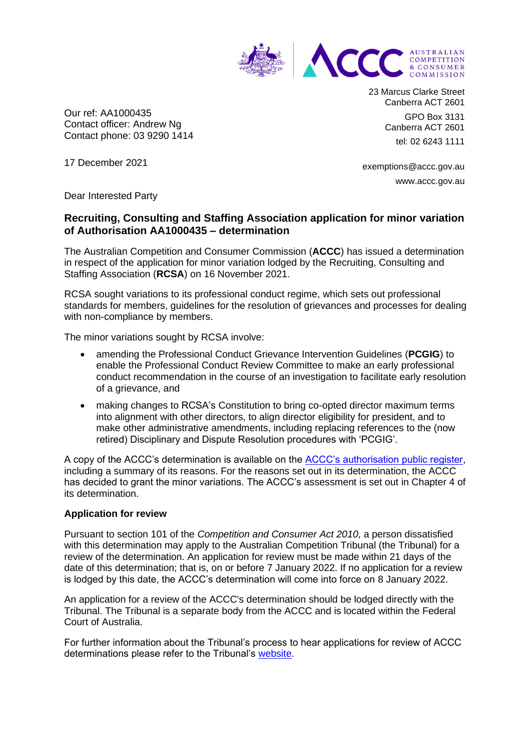AUSTRALIAN COMPETITION & CONSUMER COMMISSION

23 Marcus Clarke Street
Canberra ACT 2601

GPO Box 3131
Canberra ACT 2601

tel: 02 6243 1111

exemptions@accc.gov.au

www.accc.gov.au

Our ref: AA1000435
Contact officer: Andrew Ng
Contact phone: 03 9290 1414

17 December 2021

Dear Interested Party

## Recruiting, Consulting and Staffing Association application for minor variation of Authorisation AA1000435 – determination

The Australian Competition and Consumer Commission (**ACCC**) has issued a determination in respect of the application for minor variation lodged by the Recruiting, Consulting and Staffing Association (**RCSA**) on 16 November 2021.

RCSA sought variations to its professional conduct regime, which sets out professional standards for members, guidelines for the resolution of grievances and processes for dealing with non-compliance by members.

The minor variations sought by RCSA involve:

- amending the Professional Conduct Grievance Intervention Guidelines (**PCGIG**) to enable the Professional Conduct Review Committee to make an early professional conduct recommendation in the course of an investigation to facilitate early resolution of a grievance, and
- making changes to RCSA's Constitution to bring co-opted director maximum terms into alignment with other directors, to align director eligibility for president, and to make other administrative amendments, including replacing references to the (now retired) Disciplinary and Dispute Resolution procedures with 'PCGIG'.

A copy of the ACCC's determination is available on the ACCC's authorisation public register, including a summary of its reasons. For the reasons set out in its determination, the ACCC has decided to grant the minor variations. The ACCC's assessment is set out in Chapter 4 of its determination.

### Application for review

Pursuant to section 101 of the *Competition and Consumer Act 2010*, a person dissatisfied with this determination may apply to the Australian Competition Tribunal (the Tribunal) for a review of the determination. An application for review must be made within 21 days of the date of this determination; that is, on or before 7 January 2022. If no application for a review is lodged by this date, the ACCC's determination will come into force on 8 January 2022.

An application for a review of the ACCC's determination should be lodged directly with the Tribunal. The Tribunal is a separate body from the ACCC and is located within the Federal Court of Australia.

For further information about the Tribunal's process to hear applications for review of ACCC determinations please refer to the Tribunal's website.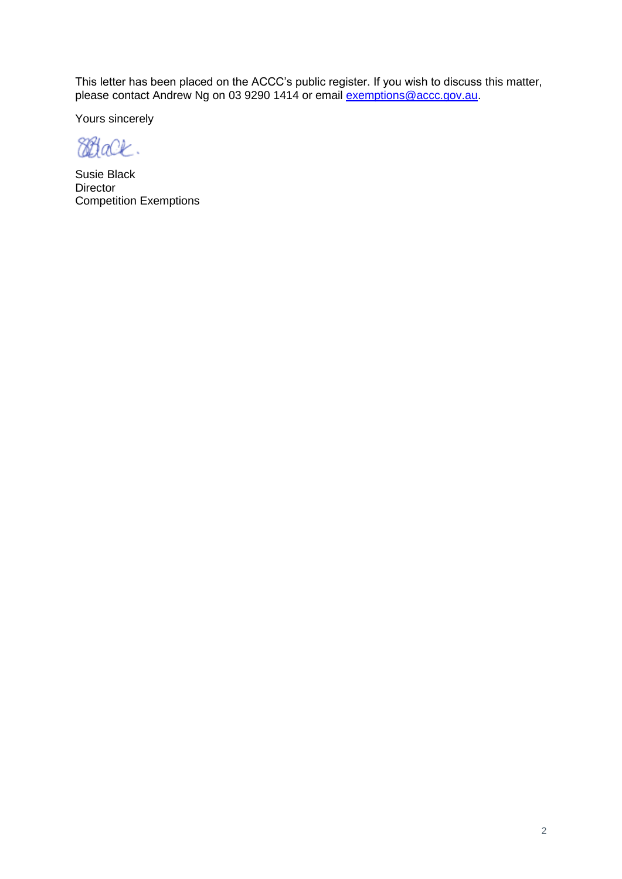This letter has been placed on the ACCC's public register. If you wish to discuss this matter, please contact Andrew Ng on 03 9290 1414 or email exemptions@accc.gov.au.

Yours sincerely

Susie Black
Director
Competition Exemptions